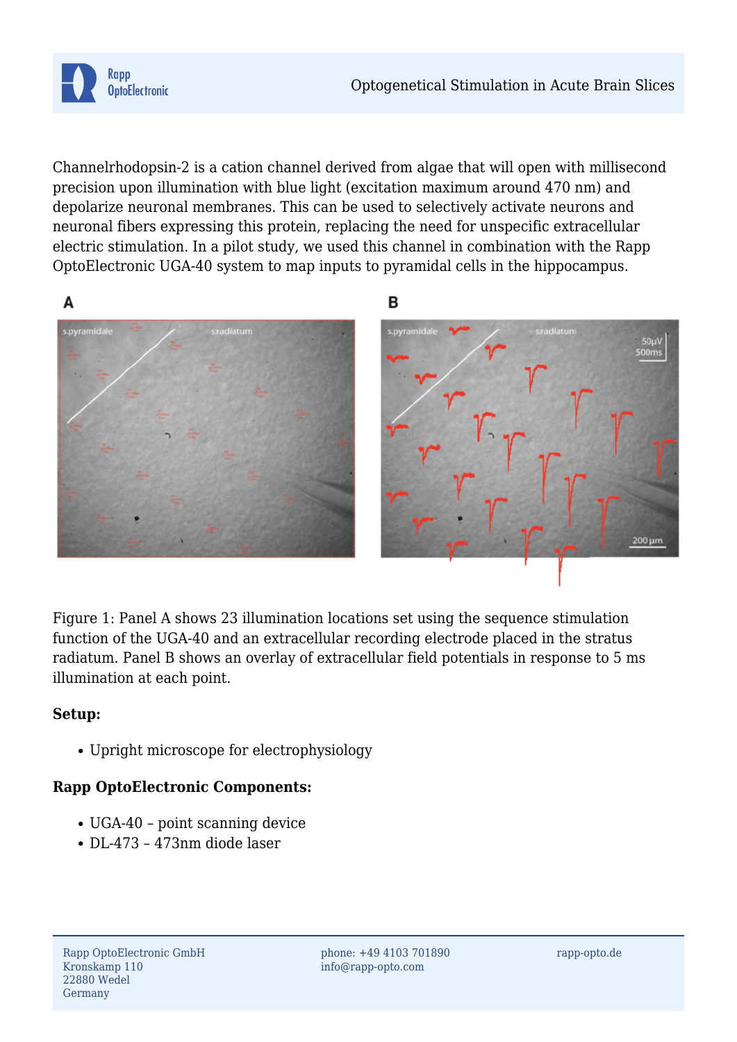Channelrhodopsin-2 is a cation channel derived from algae that will open with millisecond precision upon illumination with blue light (excitation maximum around 470 nm) and depolarize neuronal membranes. This can be used to selectively activate neurons and neuronal fibers expressing this protein, replacing the need for unspecific extracellular electric stimulation. In a pilot study, we used this channel in combination with the Rapp OptoElectronic UGA-40 system to map inputs to pyramidal cells in the hippocampus.

Figure 1: Panel A shows 23 illumination locations set using the sequence stimulation function of the UGA-40 and an extracellular recording electrode placed in the stratus radiatum. Panel B shows an overlay of extracellular field potentials in response to 5 ms illumination at each point.

**Setup:**

- Upright microscope for electrophysiology

**Rapp OptoElectronic Components:**

- UGA-40 – point scanning device
- DL-473 – 473nm diode laser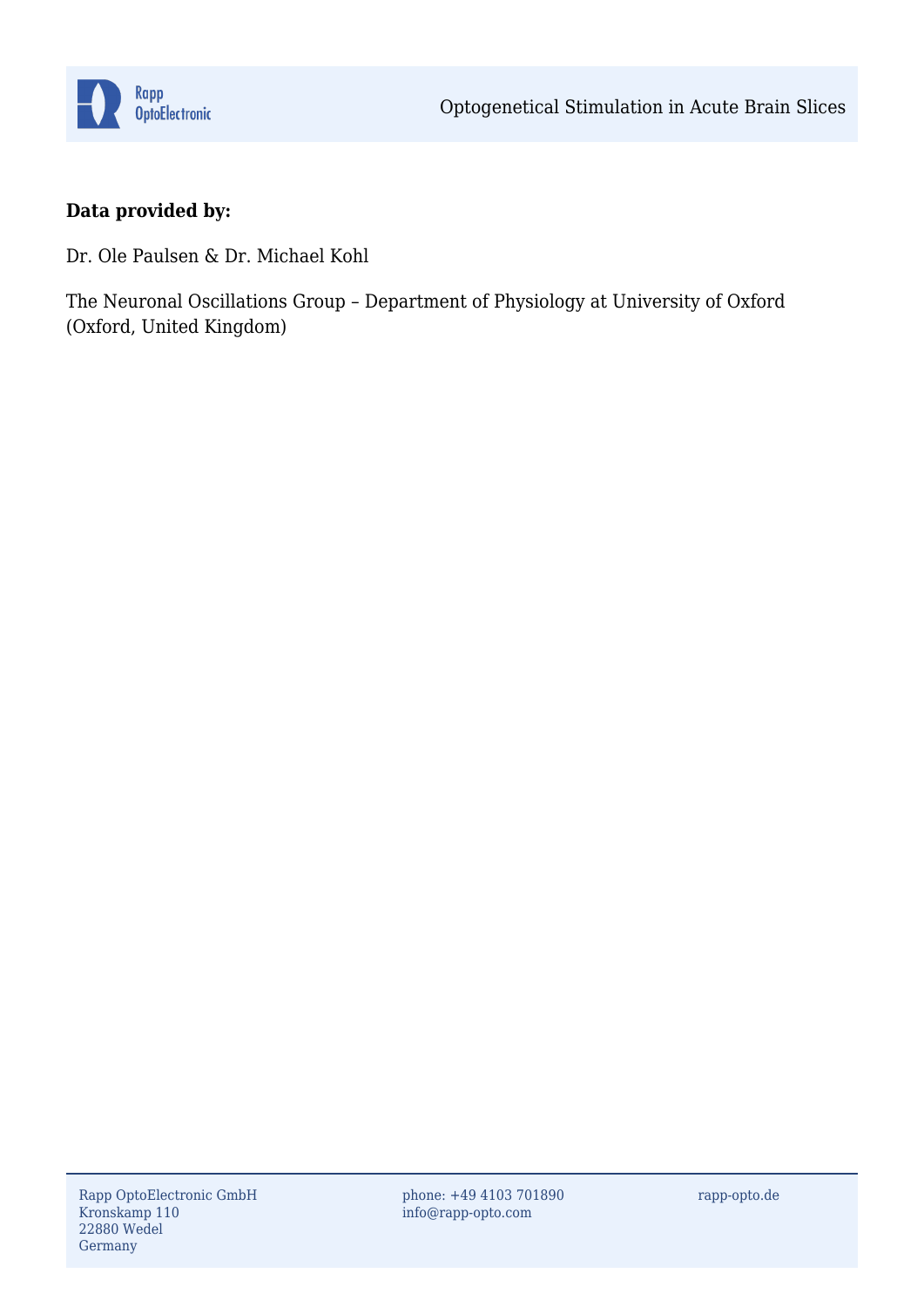**Data provided by:**

Dr. Ole Paulsen & Dr. Michael Kohl

The Neuronal Oscillations Group – Department of Physiology at University of Oxford (Oxford, United Kingdom)